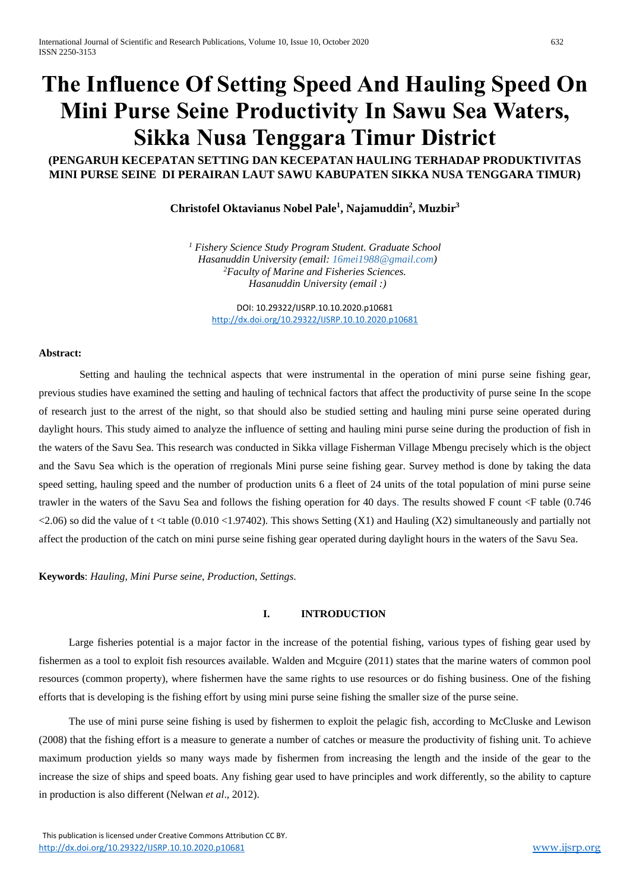# The Influence Of Setting Speed And Hauling Speed On Mini Purse Seine Productivity In Sawu Sea Waters, Sikka Nusa Tenggara Timur District

**(PENGARUH KECEPATAN SETTING DAN KECEPATAN HAULING TERHADAP PRODUKTIVITAS MINI PURSE SEINE DI PERAIRAN LAUT SAWU KABUPATEN SIKKA NUSA TENGGARA TIMUR)**

**Christofel Oktavianus Nobel Pale[1], Najamuddin[2], Muzbir[3]**

*[1] Fishery Science Study Program Student. Graduate School Hasanuddin University (email: 16mei1988@gmail.com)*
*[2]Faculty of Marine and Fisheries Sciences. Hasanuddin University (email :)*

DOI: 10.29322/IJSRP.10.10.2020.p10681
http://dx.doi.org/10.29322/IJSRP.10.10.2020.p10681

**Abstract:**

Setting and hauling the technical aspects that were instrumental in the operation of mini purse seine fishing gear, previous studies have examined the setting and hauling of technical factors that affect the productivity of purse seine In the scope of research just to the arrest of the night, so that should also be studied setting and hauling mini purse seine operated during daylight hours. This study aimed to analyze the influence of setting and hauling mini purse seine during the production of fish in the waters of the Savu Sea. This research was conducted in Sikka village Fisherman Village Mbengu precisely which is the object and the Savu Sea which is the operation of rregionals Mini purse seine fishing gear. Survey method is done by taking the data speed setting, hauling speed and the number of production units 6 a fleet of 24 units of the total population of mini purse seine trawler in the waters of the Savu Sea and follows the fishing operation for 40 days. The results showed F count <F table (0.746 <2.06) so did the value of t <t table (0.010 <1.97402). This shows Setting (X1) and Hauling (X2) simultaneously and partially not affect the production of the catch on mini purse seine fishing gear operated during daylight hours in the waters of the Savu Sea.

**Keywords**: *Hauling, Mini Purse seine, Production, Settings.*

## I. INTRODUCTION

Large fisheries potential is a major factor in the increase of the potential fishing, various types of fishing gear used by fishermen as a tool to exploit fish resources available. Walden and Mcguire (2011) states that the marine waters of common pool resources (common property), where fishermen have the same rights to use resources or do fishing business. One of the fishing efforts that is developing is the fishing effort by using mini purse seine fishing the smaller size of the purse seine.

The use of mini purse seine fishing is used by fishermen to exploit the pelagic fish, according to McCluske and Lewison (2008) that the fishing effort is a measure to generate a number of catches or measure the productivity of fishing unit. To achieve maximum production yields so many ways made by fishermen from increasing the length and the inside of the gear to the increase the size of ships and speed boats. Any fishing gear used to have principles and work differently, so the ability to capture in production is also different (Nelwan *et al*., 2012).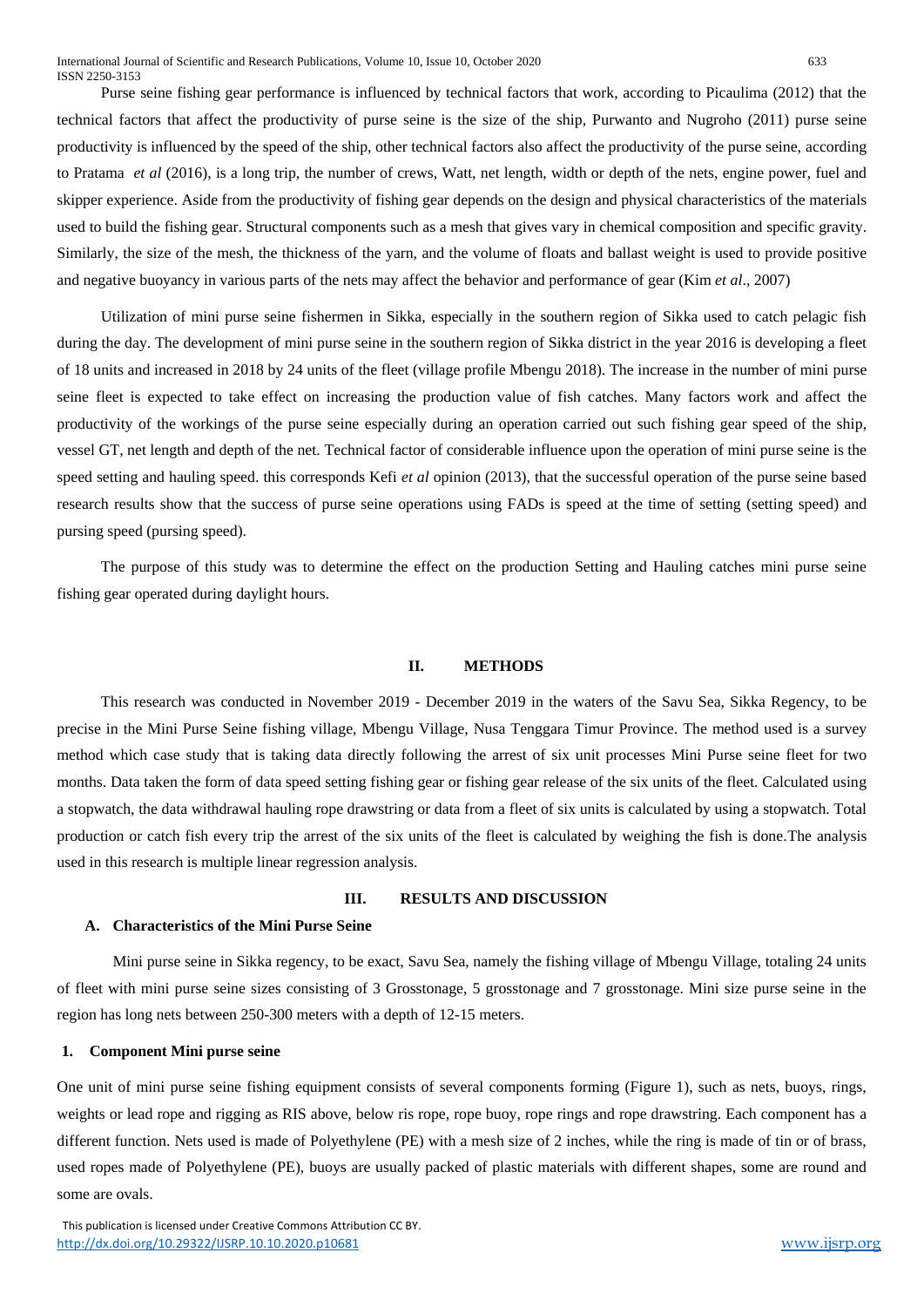Purse seine fishing gear performance is influenced by technical factors that work, according to Picaulima (2012) that the technical factors that affect the productivity of purse seine is the size of the ship, Purwanto and Nugroho (2011) purse seine productivity is influenced by the speed of the ship, other technical factors also affect the productivity of the purse seine, according to Pratama *et al* (2016), is a long trip, the number of crews, Watt, net length, width or depth of the nets, engine power, fuel and skipper experience. Aside from the productivity of fishing gear depends on the design and physical characteristics of the materials used to build the fishing gear. Structural components such as a mesh that gives vary in chemical composition and specific gravity. Similarly, the size of the mesh, the thickness of the yarn, and the volume of floats and ballast weight is used to provide positive and negative buoyancy in various parts of the nets may affect the behavior and performance of gear (Kim *et al*., 2007)

Utilization of mini purse seine fishermen in Sikka, especially in the southern region of Sikka used to catch pelagic fish during the day. The development of mini purse seine in the southern region of Sikka district in the year 2016 is developing a fleet of 18 units and increased in 2018 by 24 units of the fleet (village profile Mbengu 2018). The increase in the number of mini purse seine fleet is expected to take effect on increasing the production value of fish catches. Many factors work and affect the productivity of the workings of the purse seine especially during an operation carried out such fishing gear speed of the ship, vessel GT, net length and depth of the net. Technical factor of considerable influence upon the operation of mini purse seine is the speed setting and hauling speed. this corresponds Kefi *et al* opinion (2013), that the successful operation of the purse seine based research results show that the success of purse seine operations using FADs is speed at the time of setting (setting speed) and pursing speed (pursing speed).

The purpose of this study was to determine the effect on the production Setting and Hauling catches mini purse seine fishing gear operated during daylight hours.

## II. METHODS

This research was conducted in November 2019 - December 2019 in the waters of the Savu Sea, Sikka Regency, to be precise in the Mini Purse Seine fishing village, Mbengu Village, Nusa Tenggara Timur Province. The method used is a survey method which case study that is taking data directly following the arrest of six unit processes Mini Purse seine fleet for two months. Data taken the form of data speed setting fishing gear or fishing gear release of the six units of the fleet. Calculated using a stopwatch, the data withdrawal hauling rope drawstring or data from a fleet of six units is calculated by using a stopwatch. Total production or catch fish every trip the arrest of the six units of the fleet is calculated by weighing the fish is done.The analysis used in this research is multiple linear regression analysis.

## III. RESULTS AND DISCUSSION

### A. Characteristics of the Mini Purse Seine

Mini purse seine in Sikka regency, to be exact, Savu Sea, namely the fishing village of Mbengu Village, totaling 24 units of fleet with mini purse seine sizes consisting of 3 Grosstonage, 5 grosstonage and 7 grosstonage. Mini size purse seine in the region has long nets between 250-300 meters with a depth of 12-15 meters.

#### 1. Component Mini purse seine

One unit of mini purse seine fishing equipment consists of several components forming (Figure 1), such as nets, buoys, rings, weights or lead rope and rigging as RIS above, below ris rope, rope buoy, rope rings and rope drawstring. Each component has a different function. Nets used is made of Polyethylene (PE) with a mesh size of 2 inches, while the ring is made of tin or of brass, used ropes made of Polyethylene (PE), buoys are usually packed of plastic materials with different shapes, some are round and some are ovals.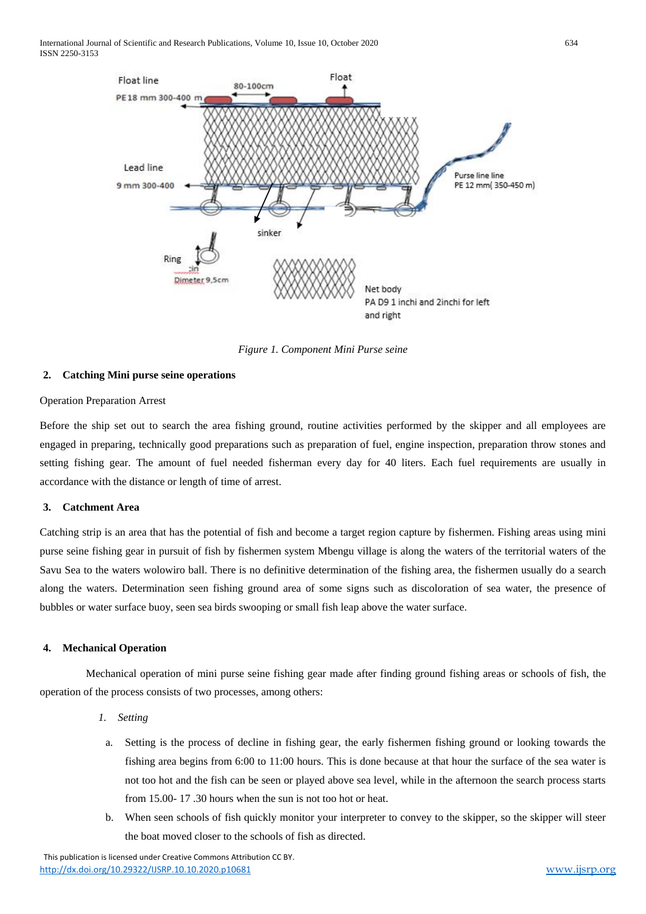Figure 1. Component Mini Purse seine

**2. Catching Mini purse seine operations**

Operation Preparation Arrest

Before the ship set out to search the area fishing ground, routine activities performed by the skipper and all employees are engaged in preparing, technically good preparations such as preparation of fuel, engine inspection, preparation throw stones and setting fishing gear. The amount of fuel needed fisherman every day for 40 liters. Each fuel requirements are usually in accordance with the distance or length of time of arrest.

**3. Catchment Area**

Catching strip is an area that has the potential of fish and become a target region capture by fishermen. Fishing areas using mini purse seine fishing gear in pursuit of fish by fishermen system Mbengu village is along the waters of the territorial waters of the Savu Sea to the waters wolowiro ball. There is no definitive determination of the fishing area, the fishermen usually do a search along the waters. Determination seen fishing ground area of some signs such as discoloration of sea water, the presence of bubbles or water surface buoy, seen sea birds swooping or small fish leap above the water surface.

**4. Mechanical Operation**

Mechanical operation of mini purse seine fishing gear made after finding ground fishing areas or schools of fish, the operation of the process consists of two processes, among others:

*1. Setting*

a. Setting is the process of decline in fishing gear, the early fishermen fishing ground or looking towards the fishing area begins from 6:00 to 11:00 hours. This is done because at that hour the surface of the sea water is not too hot and the fish can be seen or played above sea level, while in the afternoon the search process starts from 15.00- 17 .30 hours when the sun is not too hot or heat.

b. When seen schools of fish quickly monitor your interpreter to convey to the skipper, so the skipper will steer the boat moved closer to the schools of fish as directed.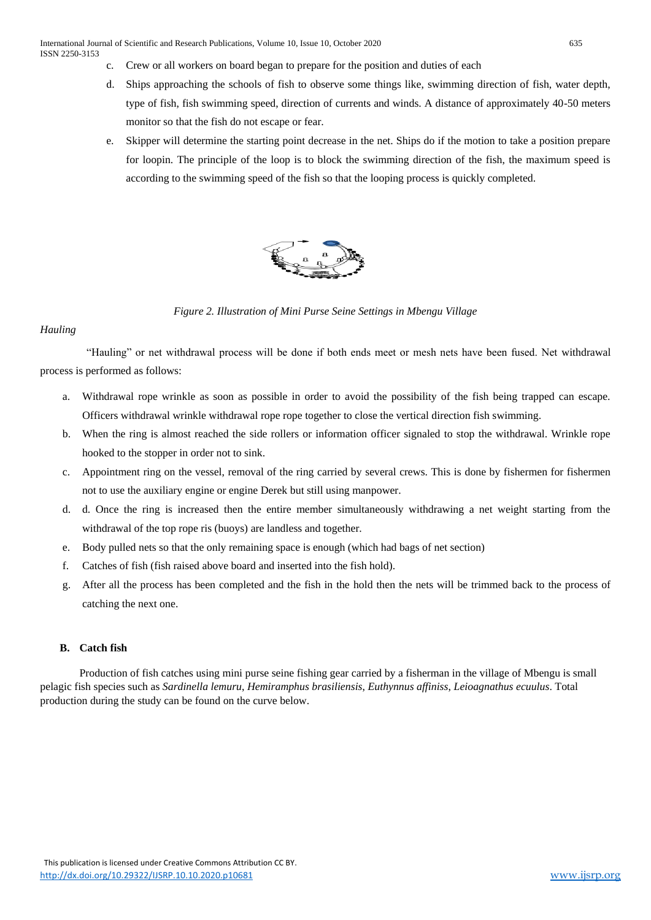c. Crew or all workers on board began to prepare for the position and duties of each
d. Ships approaching the schools of fish to observe some things like, swimming direction of fish, water depth, type of fish, fish swimming speed, direction of currents and winds. A distance of approximately 40-50 meters monitor so that the fish do not escape or fear.
e. Skipper will determine the starting point decrease in the net. Ships do if the motion to take a position prepare for loopin. The principle of the loop is to block the swimming direction of the fish, the maximum speed is according to the swimming speed of the fish so that the looping process is quickly completed.

*Figure 2. Illustration of Mini Purse Seine Settings in Mbengu Village*

*Hauling*

"Hauling" or net withdrawal process will be done if both ends meet or mesh nets have been fused. Net withdrawal process is performed as follows:

a. Withdrawal rope wrinkle as soon as possible in order to avoid the possibility of the fish being trapped can escape. Officers withdrawal wrinkle withdrawal rope rope together to close the vertical direction fish swimming.
b. When the ring is almost reached the side rollers or information officer signaled to stop the withdrawal. Wrinkle rope hooked to the stopper in order not to sink.
c. Appointment ring on the vessel, removal of the ring carried by several crews. This is done by fishermen for fishermen not to use the auxiliary engine or engine Derek but still using manpower.
d. d. Once the ring is increased then the entire member simultaneously withdrawing a net weight starting from the withdrawal of the top rope ris (buoys) are landless and together.
e. Body pulled nets so that the only remaining space is enough (which had bags of net section)
f. Catches of fish (fish raised above board and inserted into the fish hold).
g. After all the process has been completed and the fish in the hold then the nets will be trimmed back to the process of catching the next one.

### B. Catch fish

Production of fish catches using mini purse seine fishing gear carried by a fisherman in the village of Mbengu is small pelagic fish species such as *Sardinella lemuru*, *Hemiramphus brasiliensis*, *Euthynnus affiniss*, *Leioagnathus ecuulus*. Total production during the study can be found on the curve below.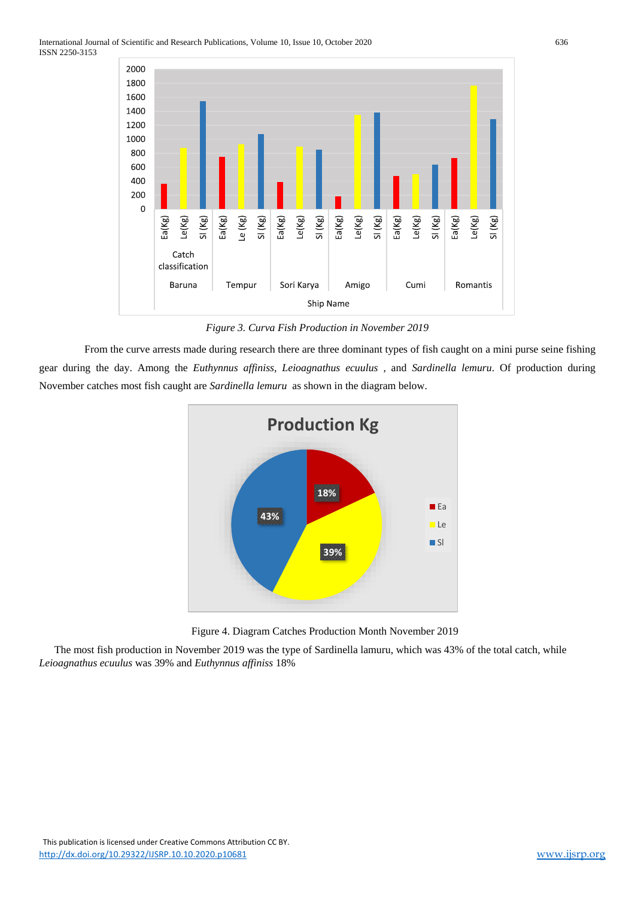*Figure 3. Curva Fish Production in November 2019*

From the curve arrests made during research there are three dominant types of fish caught on a mini purse seine fishing gear during the day. Among the *Euthynnus affinis*, *Leioagnathus ecuulus* , and *Sardinella lemuru*. Of production during November catches most fish caught are *Sardinella lemuru* as shown in the diagram below.

Figure 4. Diagram Catches Production Month November 2019

The most fish production in November 2019 was the type of Sardinella lamuru, which was 43% of the total catch, while *Leioagnathus ecuulus* was 39% and *Euthynnus affinis* 18%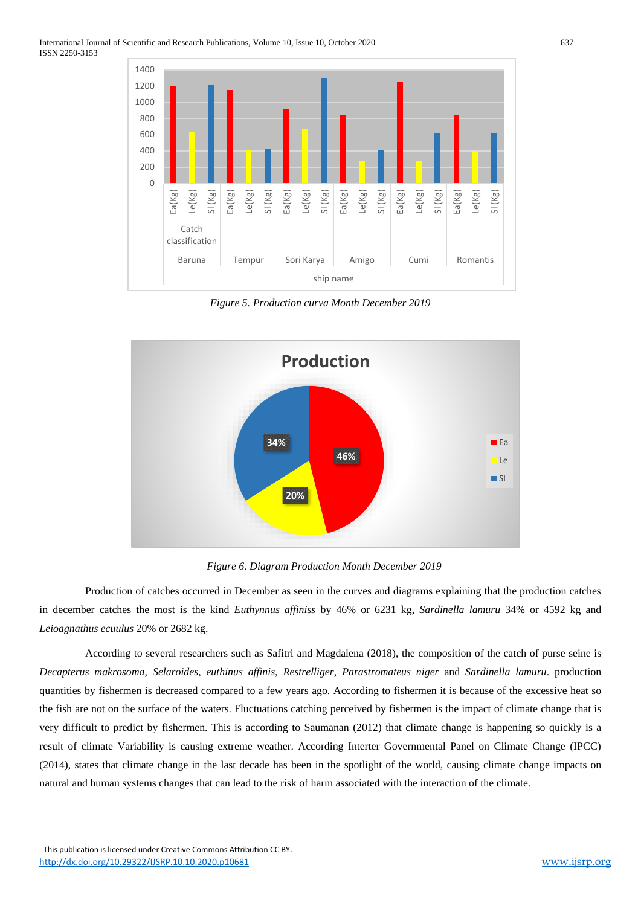*Figure 5. Production curva Month December 2019*

*Figure 6. Diagram Production Month December 2019*

Production of catches occurred in December as seen in the curves and diagrams explaining that the production catches in december catches the most is the kind *Euthynnus affiniss* by 46% or 6231 kg, *Sardinella lamuru* 34% or 4592 kg and *Leioagnathus ecuulus* 20% or 2682 kg.

According to several researchers such as Safitri and Magdalena (2018), the composition of the catch of purse seine is *Decapterus makrosoma*, *Selaroides*, *euthinus affinis*, *Restrelliger*, *Parastromateus niger* and *Sardinella lamuru*. production quantities by fishermen is decreased compared to a few years ago. According to fishermen it is because of the excessive heat so the fish are not on the surface of the waters. Fluctuations catching perceived by fishermen is the impact of climate change that is very difficult to predict by fishermen. This is according to Saumanan (2012) that climate change is happening so quickly is a result of climate Variability is causing extreme weather. According Interter Governmental Panel on Climate Change (IPCC) (2014), states that climate change in the last decade has been in the spotlight of the world, causing climate change impacts on natural and human systems changes that can lead to the risk of harm associated with the interaction of the climate.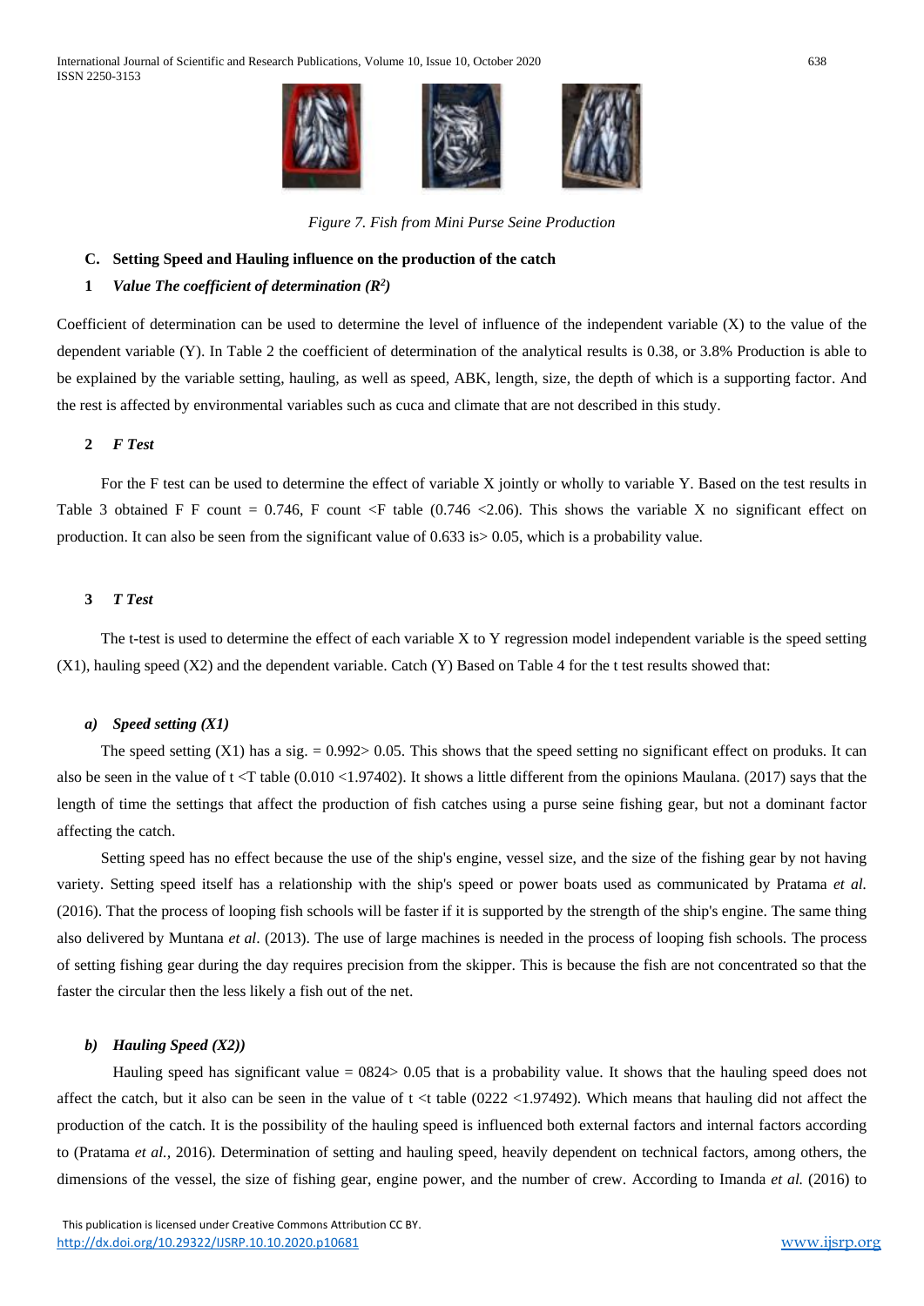*Figure 7. Fish from Mini Purse Seine Production*

### C. Setting Speed and Hauling influence on the production of the catch

#### 1 *Value The coefficient of determination ($R^2$)*

Coefficient of determination can be used to determine the level of influence of the independent variable (X) to the value of the dependent variable (Y). In Table 2 the coefficient of determination of the analytical results is 0.38, or 3.8% Production is able to be explained by the variable setting, hauling, as well as speed, ABK, length, size, the depth of which is a supporting factor. And the rest is affected by environmental variables such as cuca and climate that are not described in this study.

#### 2 *F Test*

For the F test can be used to determine the effect of variable X jointly or wholly to variable Y. Based on the test results in Table 3 obtained F F count = 0.746, F count <F table (0.746 <2.06). This shows the variable X no significant effect on production. It can also be seen from the significant value of 0.633 is> 0.05, which is a probability value.

#### 3 *T Test*

The t-test is used to determine the effect of each variable X to Y regression model independent variable is the speed setting (X1), hauling speed (X2) and the dependent variable. Catch (Y) Based on Table 4 for the t test results showed that:

##### *a) Speed setting (X1)*

The speed setting (X1) has a sig. = 0.992> 0.05. This shows that the speed setting no significant effect on produks. It can also be seen in the value of t <T table (0.010 <1.97402). It shows a little different from the opinions Maulana. (2017) says that the length of time the settings that affect the production of fish catches using a purse seine fishing gear, but not a dominant factor affecting the catch.

Setting speed has no effect because the use of the ship's engine, vessel size, and the size of the fishing gear by not having variety. Setting speed itself has a relationship with the ship's speed or power boats used as communicated by Pratama *et al.* (2016). That the process of looping fish schools will be faster if it is supported by the strength of the ship's engine. The same thing also delivered by Muntana *et al*. (2013). The use of large machines is needed in the process of looping fish schools. The process of setting fishing gear during the day requires precision from the skipper. This is because the fish are not concentrated so that the faster the circular then the less likely a fish out of the net.

##### *b) Hauling Speed (X2))*

Hauling speed has significant value = 0824> 0.05 that is a probability value. It shows that the hauling speed does not affect the catch, but it also can be seen in the value of t <t table (0222 <1.97492). Which means that hauling did not affect the production of the catch. It is the possibility of the hauling speed is influenced both external factors and internal factors according to (Pratama *et al.*, 2016). Determination of setting and hauling speed, heavily dependent on technical factors, among others, the dimensions of the vessel, the size of fishing gear, engine power, and the number of crew. According to Imanda *et al.* (2016) to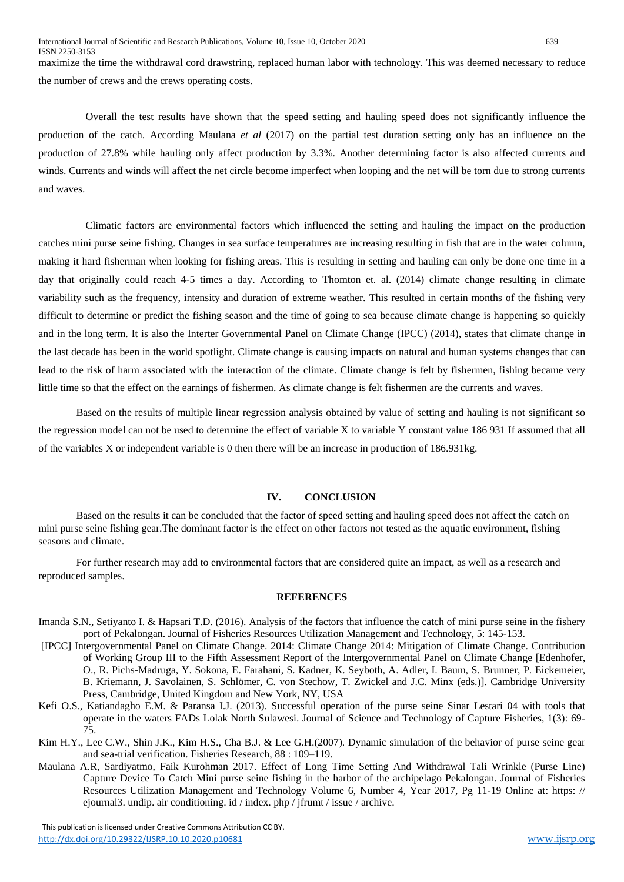maximize the time the withdrawal cord drawstring, replaced human labor with technology. This was deemed necessary to reduce the number of crews and the crews operating costs.

Overall the test results have shown that the speed setting and hauling speed does not significantly influence the production of the catch. According Maulana *et al* (2017) on the partial test duration setting only has an influence on the production of 27.8% while hauling only affect production by 3.3%. Another determining factor is also affected currents and winds. Currents and winds will affect the net circle become imperfect when looping and the net will be torn due to strong currents and waves.

Climatic factors are environmental factors which influenced the setting and hauling the impact on the production catches mini purse seine fishing. Changes in sea surface temperatures are increasing resulting in fish that are in the water column, making it hard fisherman when looking for fishing areas. This is resulting in setting and hauling can only be done one time in a day that originally could reach 4-5 times a day. According to Thomton et. al. (2014) climate change resulting in climate variability such as the frequency, intensity and duration of extreme weather. This resulted in certain months of the fishing very difficult to determine or predict the fishing season and the time of going to sea because climate change is happening so quickly and in the long term. It is also the Interter Governmental Panel on Climate Change (IPCC) (2014), states that climate change in the last decade has been in the world spotlight. Climate change is causing impacts on natural and human systems changes that can lead to the risk of harm associated with the interaction of the climate. Climate change is felt by fishermen, fishing became very little time so that the effect on the earnings of fishermen. As climate change is felt fishermen are the currents and waves.

Based on the results of multiple linear regression analysis obtained by value of setting and hauling is not significant so the regression model can not be used to determine the effect of variable X to variable Y constant value 186 931 If assumed that all of the variables X or independent variable is 0 then there will be an increase in production of 186.931kg.

## IV. CONCLUSION

Based on the results it can be concluded that the factor of speed setting and hauling speed does not affect the catch on mini purse seine fishing gear.The dominant factor is the effect on other factors not tested as the aquatic environment, fishing seasons and climate.

For further research may add to environmental factors that are considered quite an impact, as well as a research and reproduced samples.

## REFERENCES

Imanda S.N., Setiyanto I. & Hapsari T.D. (2016). Analysis of the factors that influence the catch of mini purse seine in the fishery port of Pekalongan. Journal of Fisheries Resources Utilization Management and Technology, 5: 145-153.

[IPCC] Intergovernmental Panel on Climate Change. 2014: Climate Change 2014: Mitigation of Climate Change. Contribution of Working Group III to the Fifth Assessment Report of the Intergovernmental Panel on Climate Change [Edenhofer, O., R. Pichs-Madruga, Y. Sokona, E. Farahani, S. Kadner, K. Seyboth, A. Adler, I. Baum, S. Brunner, P. Eickemeier, B. Kriemann, J. Savolainen, S. Schlömer, C. von Stechow, T. Zwickel and J.C. Minx (eds.)]. Cambridge University Press, Cambridge, United Kingdom and New York, NY, USA

Kefi O.S., Katiandagho E.M. & Paransa I.J. (2013). Successful operation of the purse seine Sinar Lestari 04 with tools that operate in the waters FADs Lolak North Sulawesi. Journal of Science and Technology of Capture Fisheries, 1(3): 69-75.

Kim H.Y., Lee C.W., Shin J.K., Kim H.S., Cha B.J. & Lee G.H.(2007). Dynamic simulation of the behavior of purse seine gear and sea-trial verification. Fisheries Research, 88 : 109–119.

Maulana A.R, Sardiyatmo, Faik Kurohman 2017. Effect of Long Time Setting And Withdrawal Tali Wrinkle (Purse Line) Capture Device To Catch Mini purse seine fishing in the harbor of the archipelago Pekalongan. Journal of Fisheries Resources Utilization Management and Technology Volume 6, Number 4, Year 2017, Pg 11-19 Online at: https: // ejournal3. undip. air conditioning. id / index. php / jfrumt / issue / archive.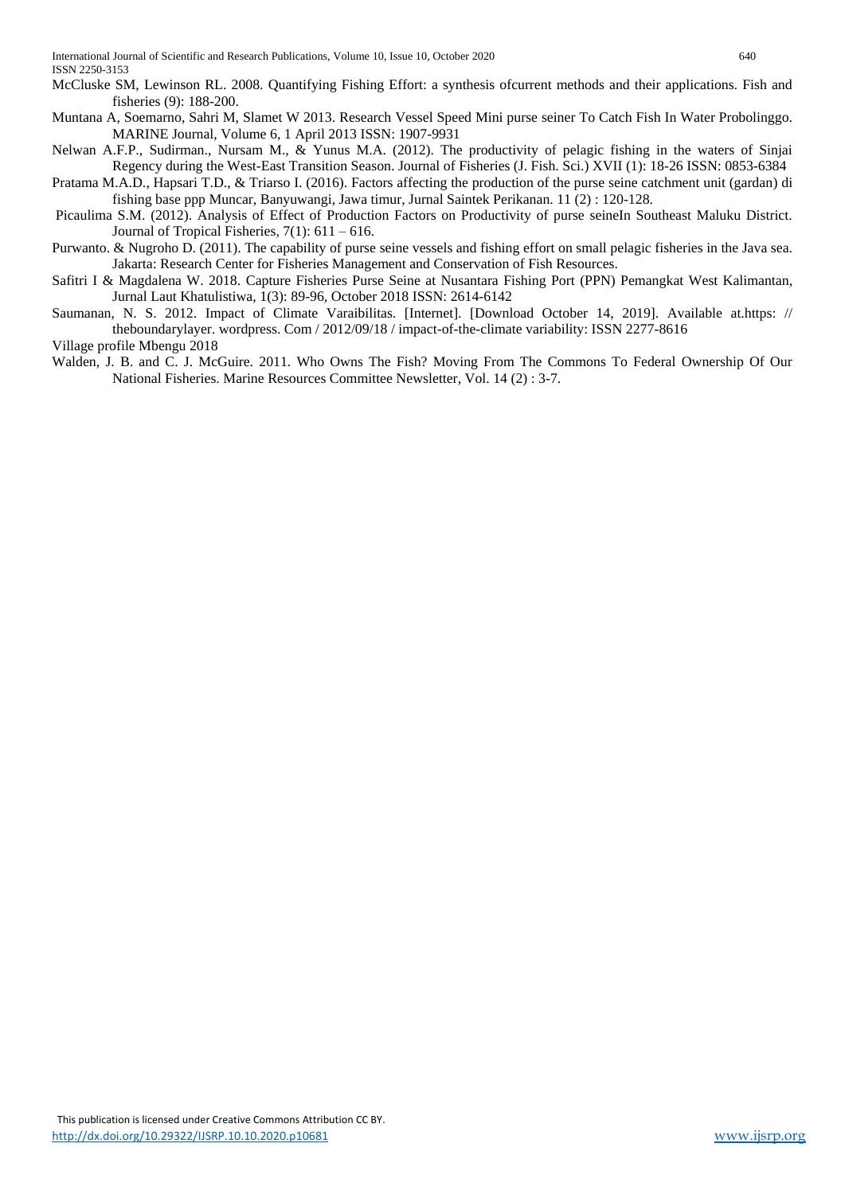McCluske SM, Lewinson RL. 2008. Quantifying Fishing Effort: a synthesis ofcurrent methods and their applications. Fish and fisheries (9): 188-200.

Muntana A, Soemarno, Sahri M, Slamet W 2013. Research Vessel Speed Mini purse seiner To Catch Fish In Water Probolinggo. MARINE Journal, Volume 6, 1 April 2013 ISSN: 1907-9931

Nelwan A.F.P., Sudirman., Nursam M., & Yunus M.A. (2012). The productivity of pelagic fishing in the waters of Sinjai Regency during the West-East Transition Season. Journal of Fisheries (J. Fish. Sci.) XVII (1): 18-26 ISSN: 0853-6384

Pratama M.A.D., Hapsari T.D., & Triarso I. (2016). Factors affecting the production of the purse seine catchment unit (gardan) di fishing base ppp Muncar, Banyuwangi, Jawa timur, Jurnal Saintek Perikanan. 11 (2) : 120-128.

Picaulima S.M. (2012). Analysis of Effect of Production Factors on Productivity of purse seineIn Southeast Maluku District. Journal of Tropical Fisheries, 7(1): 611 – 616.

Purwanto. & Nugroho D. (2011). The capability of purse seine vessels and fishing effort on small pelagic fisheries in the Java sea. Jakarta: Research Center for Fisheries Management and Conservation of Fish Resources.

Safitri I & Magdalena W. 2018. Capture Fisheries Purse Seine at Nusantara Fishing Port (PPN) Pemangkat West Kalimantan, Jurnal Laut Khatulistiwa, 1(3): 89-96, October 2018 ISSN: 2614-6142

Saumanan, N. S. 2012. Impact of Climate Varaibilitas. [Internet]. [Download October 14, 2019]. Available at.https: // theboundarylayer. wordpress. Com / 2012/09/18 / impact-of-the-climate variability: ISSN 2277-8616

Village profile Mbengu 2018

Walden, J. B. and C. J. McGuire. 2011. Who Owns The Fish? Moving From The Commons To Federal Ownership Of Our National Fisheries. Marine Resources Committee Newsletter, Vol. 14 (2) : 3-7.

This publication is licensed under Creative Commons Attribution CC BY.
http://dx.doi.org/10.29322/IJSRP.10.10.2020.p10681